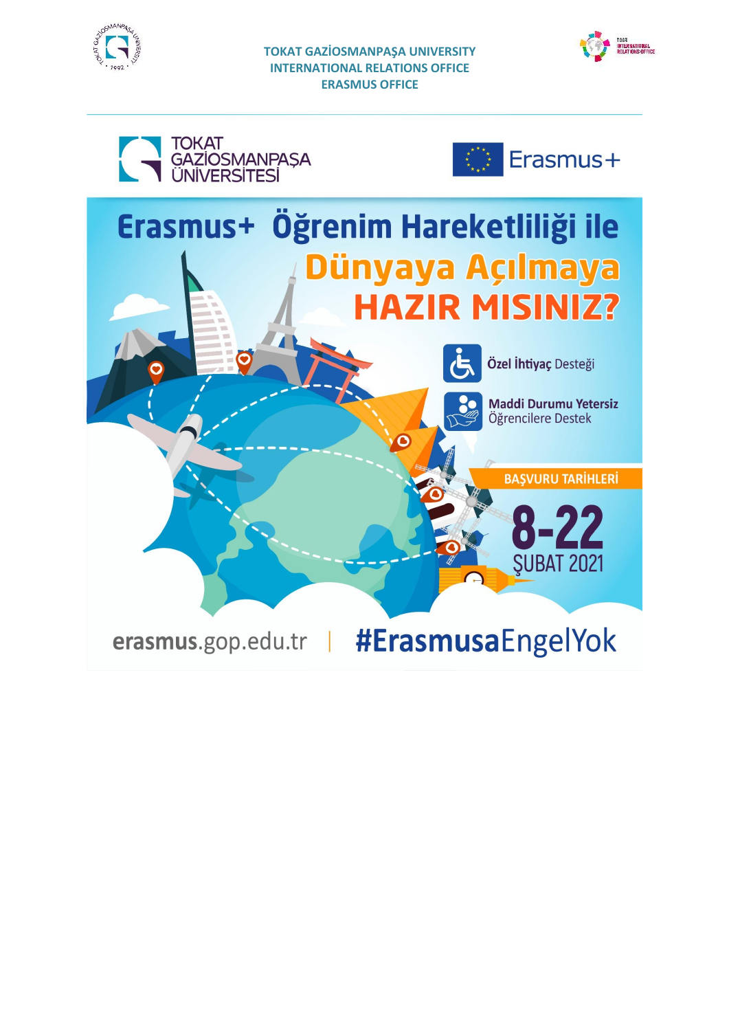TOKAT GAZİOSMANPAŞA UNIVERSITY
INTERNATIONAL RELATIONS OFFICE
ERASMUS OFFICE

TOKAT GAZİOSMANPAŞA ÜNİVERSİTESİ

Erasmus+

# Erasmus+ Öğrenim Hareketliliği ile Dünyaya Açılmaya HAZIR MISINIZ?

**Özel İhtiyaç** Desteği

**Maddi Durumu Yetersiz** Öğrencilere Destek

**BAŞVURU TARİHLERİ**

**8-22**
ŞUBAT 2021

**erasmus**.gop.edu.tr | **#Erasmusa**EngelYok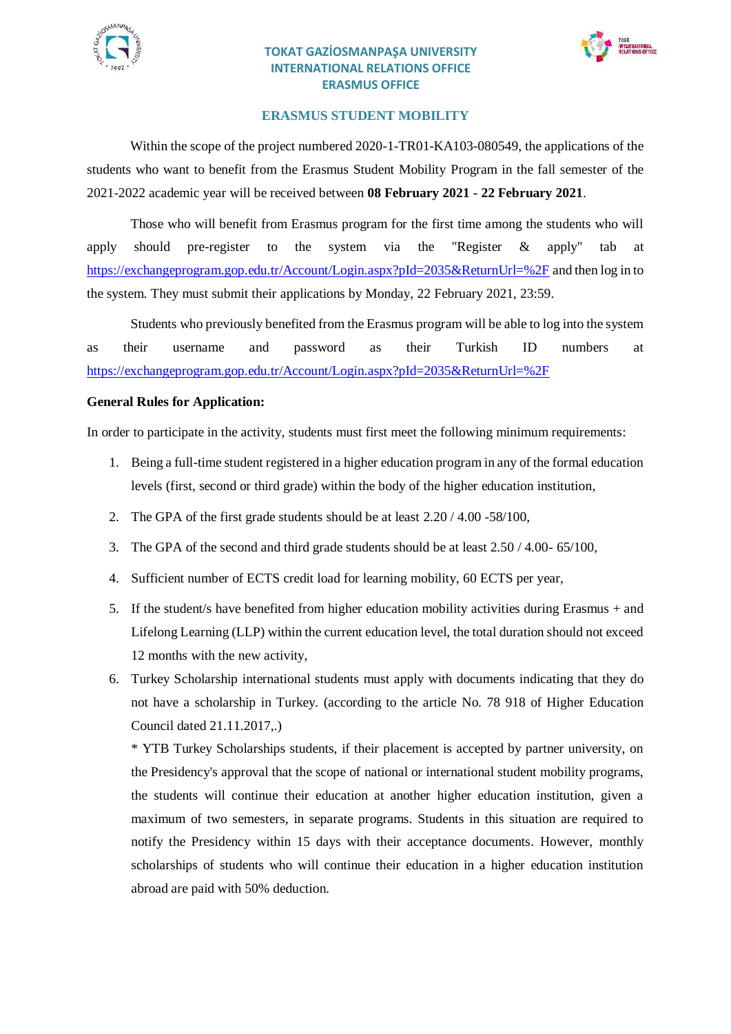**TOKAT GAZİOSMANPAŞA UNIVERSITY**
**INTERNATIONAL RELATIONS OFFICE**
**ERASMUS OFFICE**

## ERASMUS STUDENT MOBILITY

Within the scope of the project numbered 2020-1-TR01-KA103-080549, the applications of the students who want to benefit from the Erasmus Student Mobility Program in the fall semester of the 2021-2022 academic year will be received between **08 February 2021 - 22 February 2021**.

Those who will benefit from Erasmus program for the first time among the students who will apply should pre-register to the system via the "Register & apply" tab at https://exchangeprogram.gop.edu.tr/Account/Login.aspx?pId=2035&ReturnUrl=%2F and then log in to the system. They must submit their applications by Monday, 22 February 2021, 23:59.

Students who previously benefited from the Erasmus program will be able to log into the system as their username and password as their Turkish ID numbers at https://exchangeprogram.gop.edu.tr/Account/Login.aspx?pId=2035&ReturnUrl=%2F

**General Rules for Application:**

In order to participate in the activity, students must first meet the following minimum requirements:

1. Being a full-time student registered in a higher education program in any of the formal education levels (first, second or third grade) within the body of the higher education institution,
2. The GPA of the first grade students should be at least 2.20 / 4.00 -58/100,
3. The GPA of the second and third grade students should be at least 2.50 / 4.00- 65/100,
4. Sufficient number of ECTS credit load for learning mobility, 60 ECTS per year,
5. If the student/s have benefited from higher education mobility activities during Erasmus + and Lifelong Learning (LLP) within the current education level, the total duration should not exceed 12 months with the new activity,
6. Turkey Scholarship international students must apply with documents indicating that they do not have a scholarship in Turkey. (according to the article No. 78 918 of Higher Education Council dated 21.11.2017,.)

   * YTB Turkey Scholarships students, if their placement is accepted by partner university, on the Presidency's approval that the scope of national or international student mobility programs, the students will continue their education at another higher education institution, given a maximum of two semesters, in separate programs. Students in this situation are required to notify the Presidency within 15 days with their acceptance documents. However, monthly scholarships of students who will continue their education in a higher education institution abroad are paid with 50% deduction.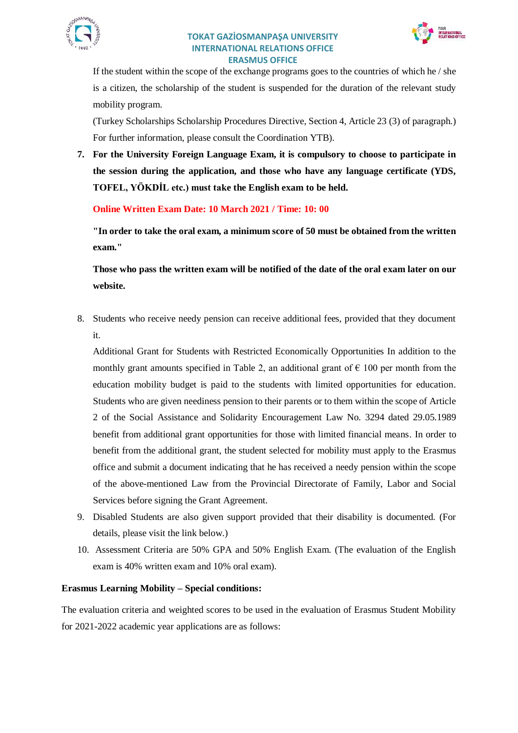If the student within the scope of the exchange programs goes to the countries of which he / she is a citizen, the scholarship of the student is suspended for the duration of the relevant study mobility program.

(Turkey Scholarships Scholarship Procedures Directive, Section 4, Article 23 (3) of paragraph.) For further information, please consult the Coordination YTB).

7. **For the University Foreign Language Exam, it is compulsory to choose to participate in the session during the application, and those who have any language certificate (YDS, TOFEL, YÖKDİL etc.) must take the English exam to be held.**

   **Online Written Exam Date: 10 March 2021 / Time: 10: 00**

   **"In order to take the oral exam, a minimum score of 50 must be obtained from the written exam."**

   **Those who pass the written exam will be notified of the date of the oral exam later on our website.**

8. Students who receive needy pension can receive additional fees, provided that they document it.

   Additional Grant for Students with Restricted Economically Opportunities In addition to the monthly grant amounts specified in Table 2, an additional grant of € 100 per month from the education mobility budget is paid to the students with limited opportunities for education. Students who are given neediness pension to their parents or to them within the scope of Article 2 of the Social Assistance and Solidarity Encouragement Law No. 3294 dated 29.05.1989 benefit from additional grant opportunities for those with limited financial means. In order to benefit from the additional grant, the student selected for mobility must apply to the Erasmus office and submit a document indicating that he has received a needy pension within the scope of the above-mentioned Law from the Provincial Directorate of Family, Labor and Social Services before signing the Grant Agreement.
9. Disabled Students are also given support provided that their disability is documented. (For details, please visit the link below.)
10. Assessment Criteria are 50% GPA and 50% English Exam. (The evaluation of the English exam is 40% written exam and 10% oral exam).

**Erasmus Learning Mobility – Special conditions:**

The evaluation criteria and weighted scores to be used in the evaluation of Erasmus Student Mobility for 2021-2022 academic year applications are as follows: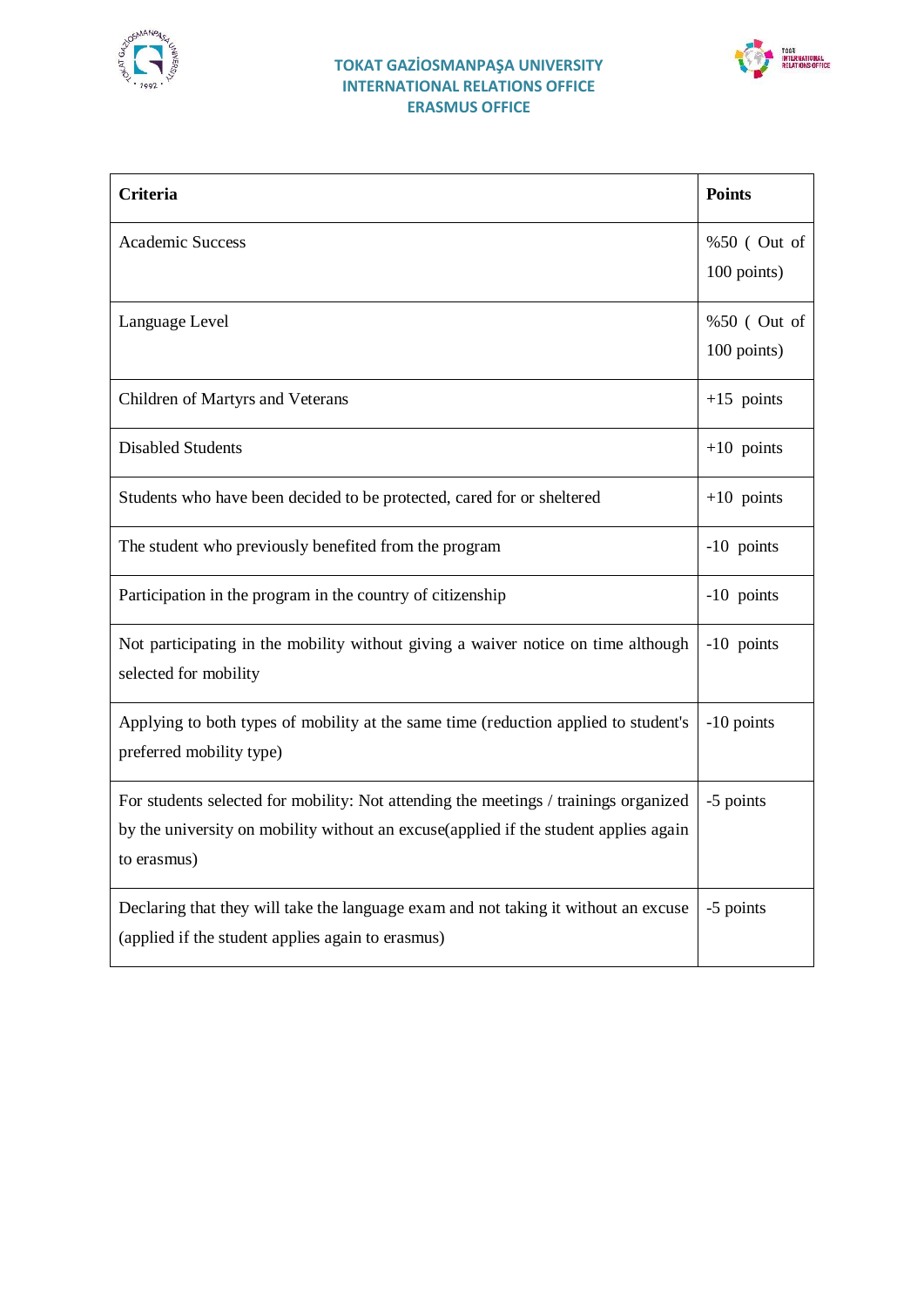| Criteria | Points |
|---|---|
| Academic Success | %50 ( Out of 100 points) |
| Language Level | %50 ( Out of 100 points) |
| Children of Martyrs and Veterans | +15 points |
| Disabled Students | +10 points |
| Students who have been decided to be protected, cared for or sheltered | +10 points |
| The student who previously benefited from the program | -10 points |
| Participation in the program in the country of citizenship | -10 points |
| Not participating in the mobility without giving a waiver notice on time although selected for mobility | -10 points |
| Applying to both types of mobility at the same time (reduction applied to student's preferred mobility type) | -10 points |
| For students selected for mobility: Not attending the meetings / trainings organized by the university on mobility without an excuse(applied if the student applies again to erasmus) | -5 points |
| Declaring that they will take the language exam and not taking it without an excuse (applied if the student applies again to erasmus) | -5 points |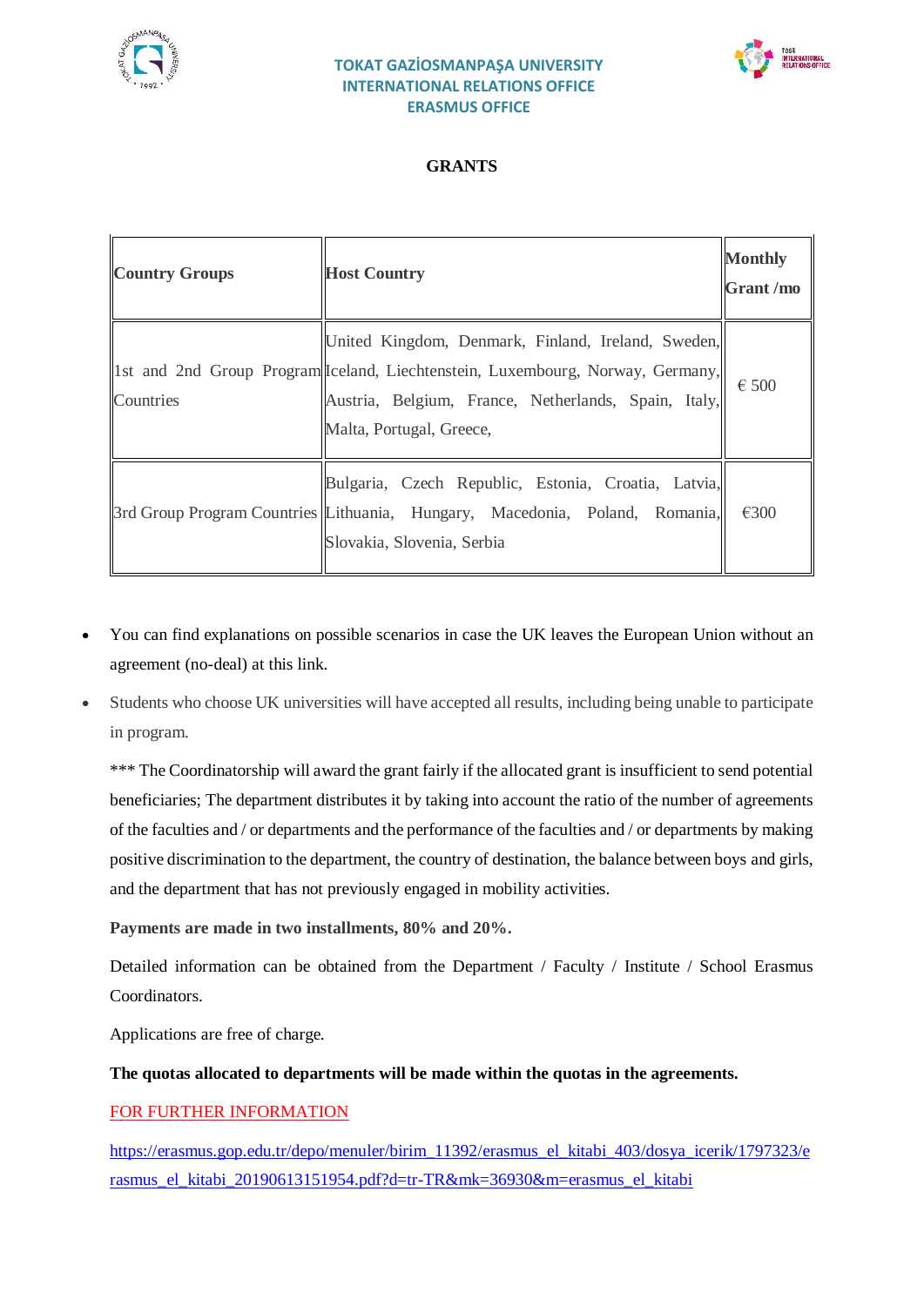TOKAT GAZİOSMANPAŞA UNIVERSITY
INTERNATIONAL RELATIONS OFFICE
ERASMUS OFFICE

## GRANTS

| Country Groups | Host Country | Monthly Grant /mo |
|---|---|---|
| 1st and 2nd Group Program Countries | United Kingdom, Denmark, Finland, Ireland, Sweden, Iceland, Liechtenstein, Luxembourg, Norway, Germany, Austria, Belgium, France, Netherlands, Spain, Italy, Malta, Portugal, Greece, | € 500 |
| 3rd Group Program Countries | Bulgaria, Czech Republic, Estonia, Croatia, Latvia, Lithuania, Hungary, Macedonia, Poland, Romania, Slovakia, Slovenia, Serbia | €300 |

- You can find explanations on possible scenarios in case the UK leaves the European Union without an agreement (no-deal) at this link.
- Students who choose UK universities will have accepted all results, including being unable to participate in program.

*** The Coordinatorship will award the grant fairly if the allocated grant is insufficient to send potential beneficiaries; The department distributes it by taking into account the ratio of the number of agreements of the faculties and / or departments and the performance of the faculties and / or departments by making positive discrimination to the department, the country of destination, the balance between boys and girls, and the department that has not previously engaged in mobility activities.

**Payments are made in two installments, 80% and 20%.**

Detailed information can be obtained from the Department / Faculty / Institute / School Erasmus Coordinators.

Applications are free of charge.

**The quotas allocated to departments will be made within the quotas in the agreements.**

FOR FURTHER INFORMATION

https://erasmus.gop.edu.tr/depo/menuler/birim_11392/erasmus_el_kitabi_403/dosya_icerik/1797323/erasmus_el_kitabi_20190613151954.pdf?d=tr-TR&mk=36930&m=erasmus_el_kitabi